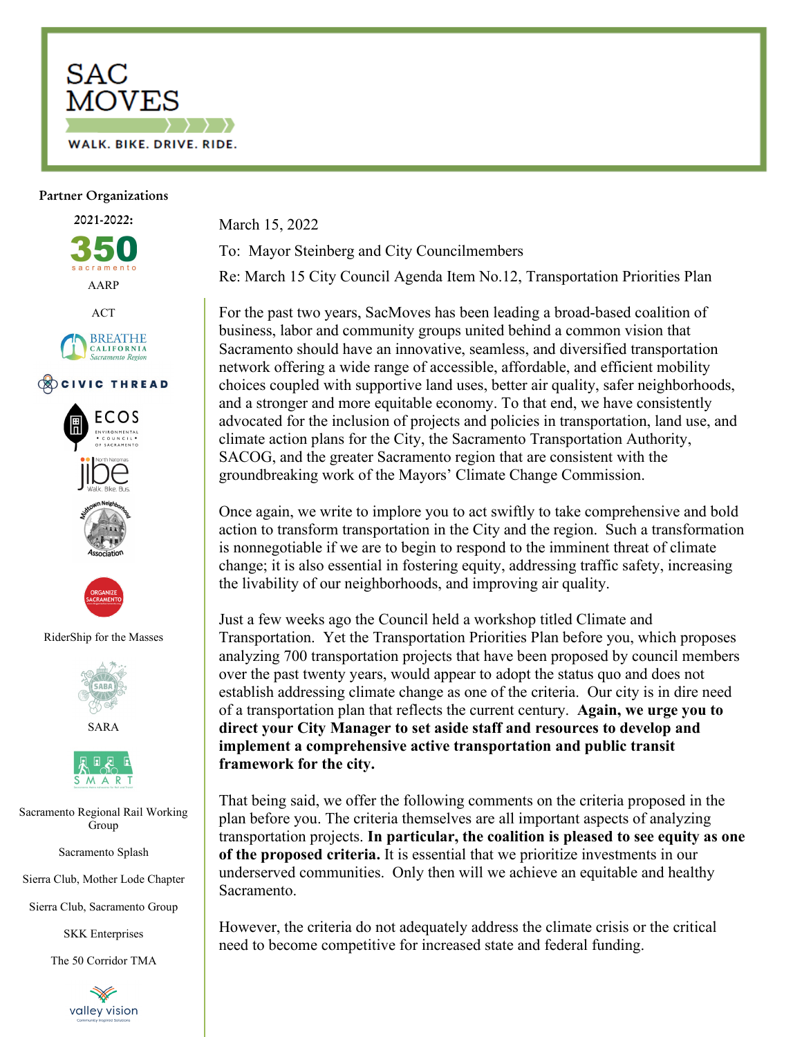# SAC MOVES

WALK. BIKE. DRIVE. RIDE.

**Partner Organizations**

2021-2022:

350 sacramento

AARP

ACT

BREATHE CALIFORNIA Sacramento Region

CIVIC THREAD

ECOS ENVIRONMENTAL COUNCIL OF SACRAMENTO

North Natomas jibe Walk. Bike. Bus.

Midtown Neighborhood Association

ORGANIZE SACRAMENTO

RiderShip for the Masses

SABA

SARA

SMART

Sacramento Regional Rail Working Group

Sacramento Splash

Sierra Club, Mother Lode Chapter

Sierra Club, Sacramento Group

SKK Enterprises

The 50 Corridor TMA

valley vision

March 15, 2022

To: Mayor Steinberg and City Councilmembers

Re: March 15 City Council Agenda Item No.12, Transportation Priorities Plan

For the past two years, SacMoves has been leading a broad-based coalition of business, labor and community groups united behind a common vision that Sacramento should have an innovative, seamless, and diversified transportation network offering a wide range of accessible, affordable, and efficient mobility choices coupled with supportive land uses, better air quality, safer neighborhoods, and a stronger and more equitable economy. To that end, we have consistently advocated for the inclusion of projects and policies in transportation, land use, and climate action plans for the City, the Sacramento Transportation Authority, SACOG, and the greater Sacramento region that are consistent with the groundbreaking work of the Mayors' Climate Change Commission.

Once again, we write to implore you to act swiftly to take comprehensive and bold action to transform transportation in the City and the region. Such a transformation is nonnegotiable if we are to begin to respond to the imminent threat of climate change; it is also essential in fostering equity, addressing traffic safety, increasing the livability of our neighborhoods, and improving air quality.

Just a few weeks ago the Council held a workshop titled Climate and Transportation. Yet the Transportation Priorities Plan before you, which proposes analyzing 700 transportation projects that have been proposed by council members over the past twenty years, would appear to adopt the status quo and does not establish addressing climate change as one of the criteria. Our city is in dire need of a transportation plan that reflects the current century. **Again, we urge you to direct your City Manager to set aside staff and resources to develop and implement a comprehensive active transportation and public transit framework for the city.**

That being said, we offer the following comments on the criteria proposed in the plan before you. The criteria themselves are all important aspects of analyzing transportation projects. **In particular, the coalition is pleased to see equity as one of the proposed criteria.** It is essential that we prioritize investments in our underserved communities. Only then will we achieve an equitable and healthy Sacramento.

However, the criteria do not adequately address the climate crisis or the critical need to become competitive for increased state and federal funding.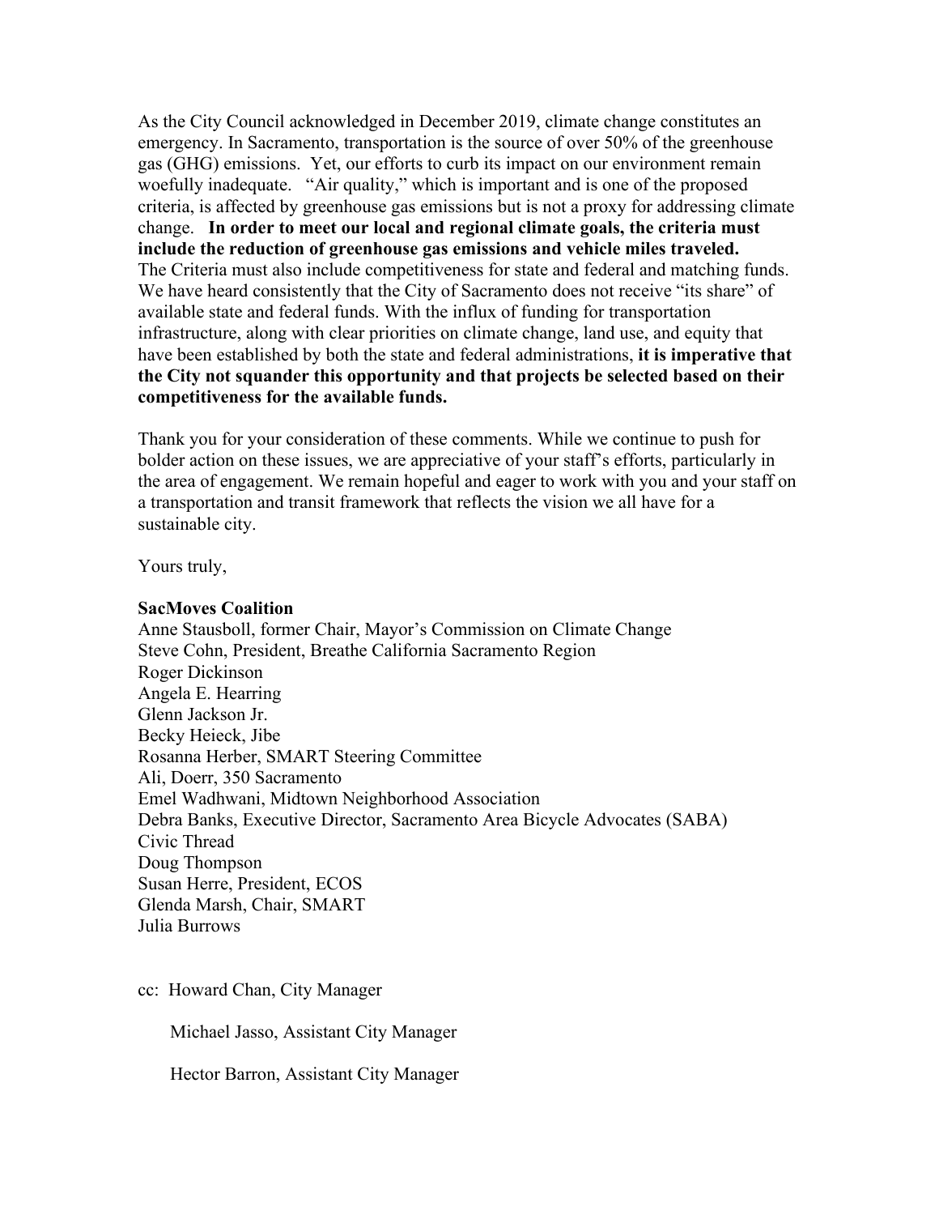As the City Council acknowledged in December 2019, climate change constitutes an emergency. In Sacramento, transportation is the source of over 50% of the greenhouse gas (GHG) emissions. Yet, our efforts to curb its impact on our environment remain woefully inadequate. "Air quality," which is important and is one of the proposed criteria, is affected by greenhouse gas emissions but is not a proxy for addressing climate change. **In order to meet our local and regional climate goals, the criteria must include the reduction of greenhouse gas emissions and vehicle miles traveled.** The Criteria must also include competitiveness for state and federal and matching funds. We have heard consistently that the City of Sacramento does not receive "its share" of available state and federal funds. With the influx of funding for transportation infrastructure, along with clear priorities on climate change, land use, and equity that have been established by both the state and federal administrations, **it is imperative that the City not squander this opportunity and that projects be selected based on their competitiveness for the available funds.**

Thank you for your consideration of these comments. While we continue to push for bolder action on these issues, we are appreciative of your staff's efforts, particularly in the area of engagement. We remain hopeful and eager to work with you and your staff on a transportation and transit framework that reflects the vision we all have for a sustainable city.

Yours truly,

**SacMoves Coalition**
Anne Stausboll, former Chair, Mayor's Commission on Climate Change
Steve Cohn, President, Breathe California Sacramento Region
Roger Dickinson
Angela E. Hearring
Glenn Jackson Jr.
Becky Heieck, Jibe
Rosanna Herber, SMART Steering Committee
Ali, Doerr, 350 Sacramento
Emel Wadhwani, Midtown Neighborhood Association
Debra Banks, Executive Director, Sacramento Area Bicycle Advocates (SABA)
Civic Thread
Doug Thompson
Susan Herre, President, ECOS
Glenda Marsh, Chair, SMART
Julia Burrows

cc: Howard Chan, City Manager

Michael Jasso, Assistant City Manager

Hector Barron, Assistant City Manager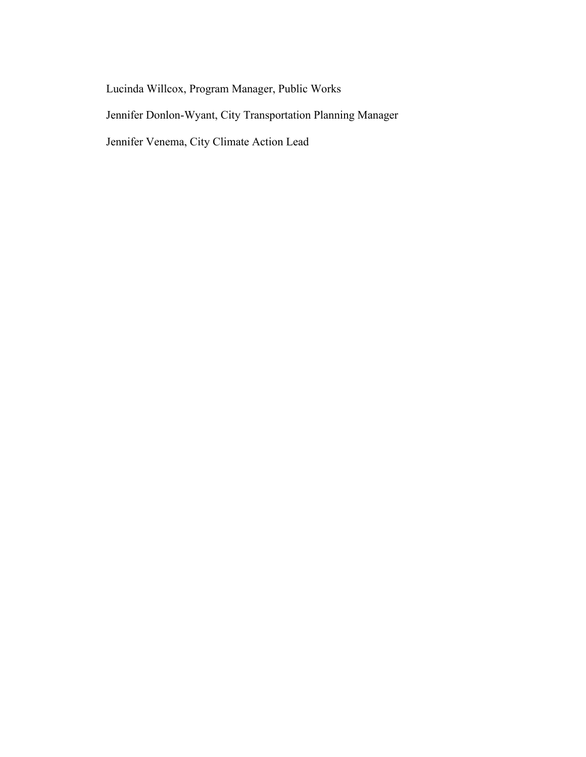Lucinda Willcox, Program Manager, Public Works

Jennifer Donlon-Wyant, City Transportation Planning Manager

Jennifer Venema, City Climate Action Lead